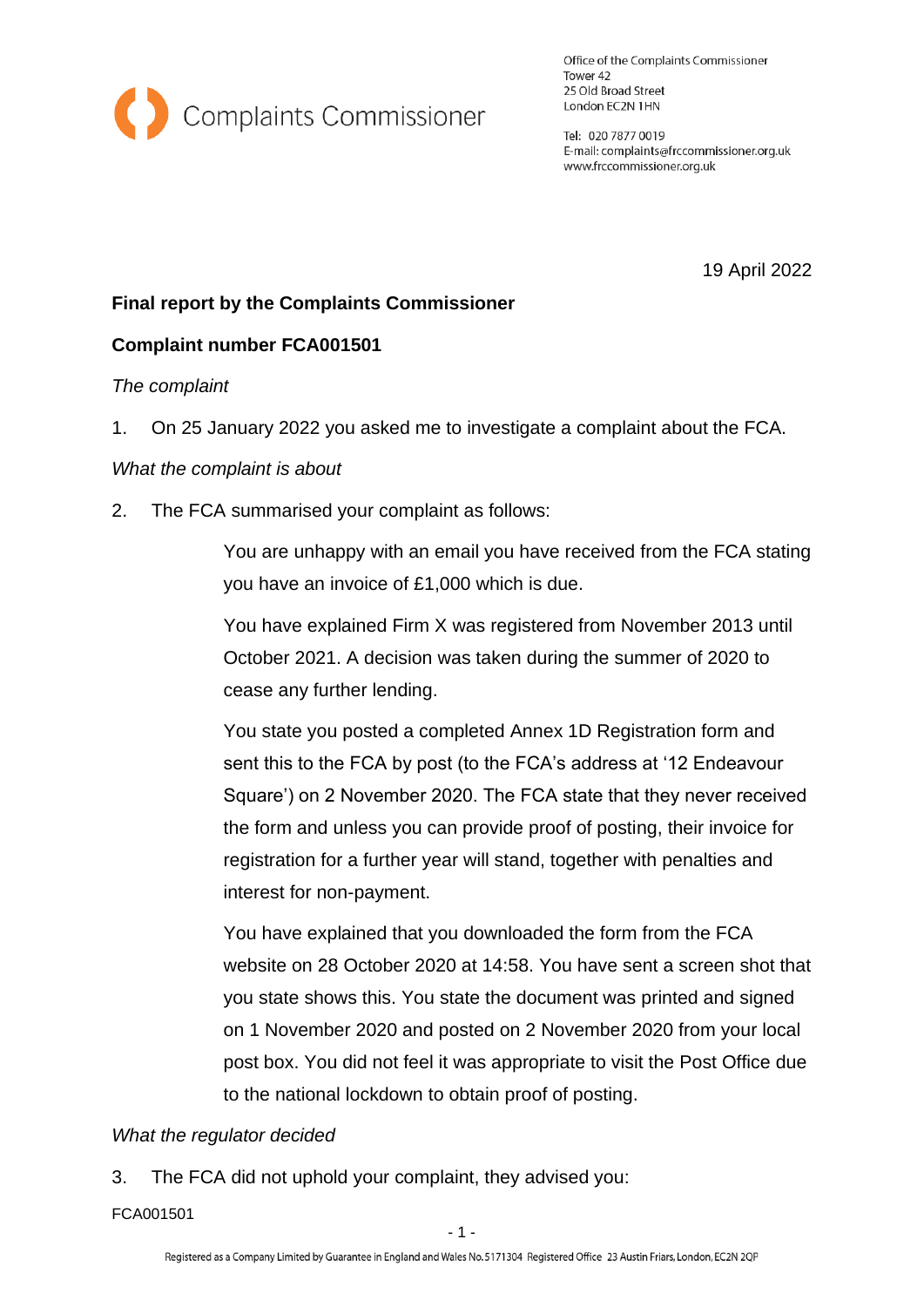Complaints Commissioner

Office of the Complaints Commissioner
Tower 42
25 Old Broad Street
London EC2N 1HN

Tel: 020 7877 0019
E-mail: complaints@frccommissioner.org.uk
www.frccommissioner.org.uk

19 April 2022

**Final report by the Complaints Commissioner**

**Complaint number FCA001501**

*The complaint*

1. On 25 January 2022 you asked me to investigate a complaint about the FCA.

*What the complaint is about*

2. The FCA summarised your complaint as follows:

> You are unhappy with an email you have received from the FCA stating you have an invoice of £1,000 which is due.
>
> You have explained Firm X was registered from November 2013 until October 2021. A decision was taken during the summer of 2020 to cease any further lending.
>
> You state you posted a completed Annex 1D Registration form and sent this to the FCA by post (to the FCA's address at '12 Endeavour Square') on 2 November 2020. The FCA state that they never received the form and unless you can provide proof of posting, their invoice for registration for a further year will stand, together with penalties and interest for non-payment.
>
> You have explained that you downloaded the form from the FCA website on 28 October 2020 at 14:58. You have sent a screen shot that you state shows this. You state the document was printed and signed on 1 November 2020 and posted on 2 November 2020 from your local post box. You did not feel it was appropriate to visit the Post Office due to the national lockdown to obtain proof of posting.

*What the regulator decided*

3. The FCA did not uphold your complaint, they advised you: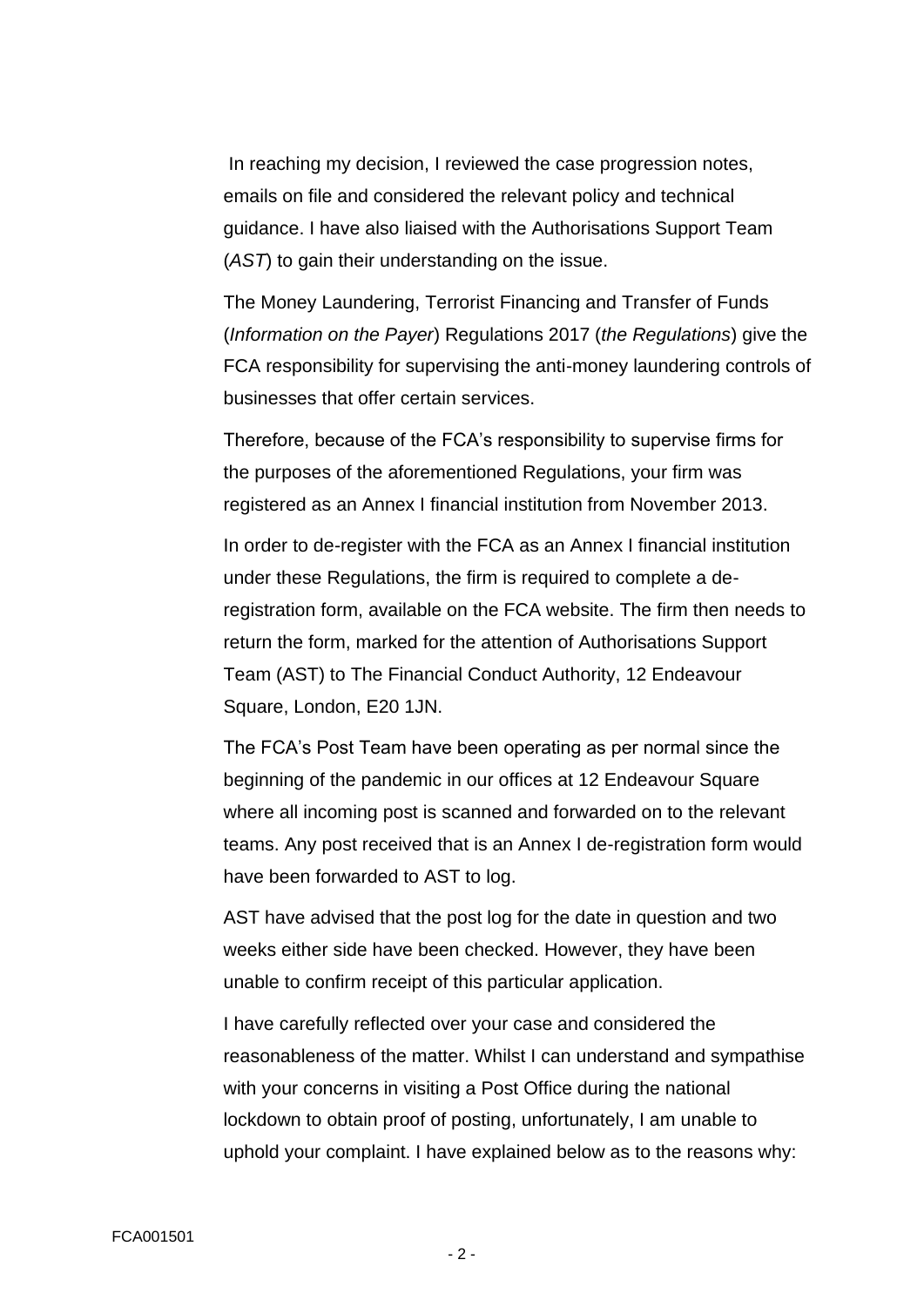In reaching my decision, I reviewed the case progression notes, emails on file and considered the relevant policy and technical guidance. I have also liaised with the Authorisations Support Team (*AST*) to gain their understanding on the issue.

The Money Laundering, Terrorist Financing and Transfer of Funds (*Information on the Payer*) Regulations 2017 (*the Regulations*) give the FCA responsibility for supervising the anti-money laundering controls of businesses that offer certain services.

Therefore, because of the FCA's responsibility to supervise firms for the purposes of the aforementioned Regulations, your firm was registered as an Annex I financial institution from November 2013.

In order to de-register with the FCA as an Annex I financial institution under these Regulations, the firm is required to complete a de-registration form, available on the FCA website. The firm then needs to return the form, marked for the attention of Authorisations Support Team (AST) to The Financial Conduct Authority, 12 Endeavour Square, London, E20 1JN.

The FCA's Post Team have been operating as per normal since the beginning of the pandemic in our offices at 12 Endeavour Square where all incoming post is scanned and forwarded on to the relevant teams. Any post received that is an Annex I de-registration form would have been forwarded to AST to log.

AST have advised that the post log for the date in question and two weeks either side have been checked. However, they have been unable to confirm receipt of this particular application.

I have carefully reflected over your case and considered the reasonableness of the matter. Whilst I can understand and sympathise with your concerns in visiting a Post Office during the national lockdown to obtain proof of posting, unfortunately, I am unable to uphold your complaint. I have explained below as to the reasons why:

FCA001501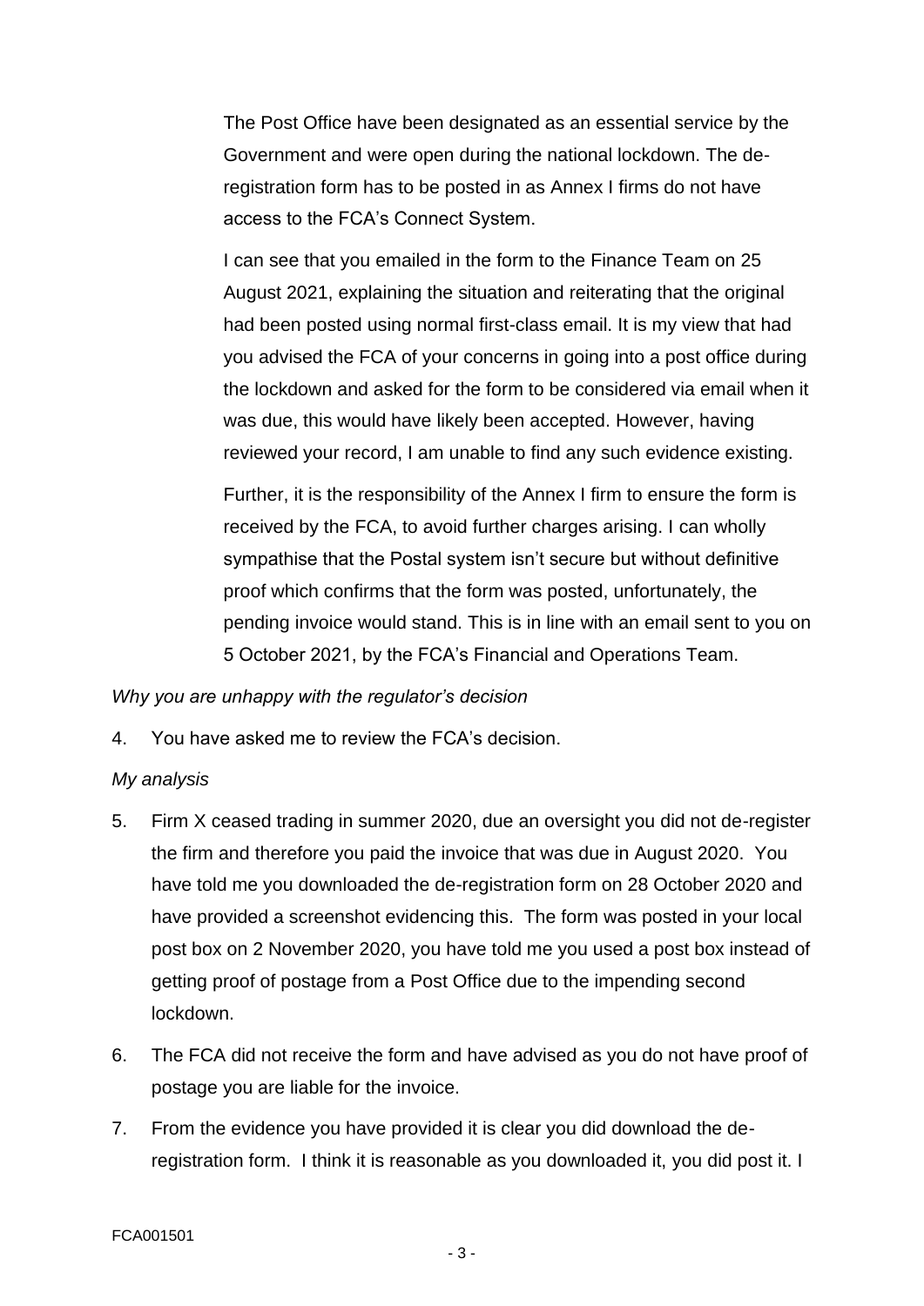The Post Office have been designated as an essential service by the Government and were open during the national lockdown. The de-registration form has to be posted in as Annex I firms do not have access to the FCA's Connect System.

I can see that you emailed in the form to the Finance Team on 25 August 2021, explaining the situation and reiterating that the original had been posted using normal first-class email. It is my view that had you advised the FCA of your concerns in going into a post office during the lockdown and asked for the form to be considered via email when it was due, this would have likely been accepted. However, having reviewed your record, I am unable to find any such evidence existing.

Further, it is the responsibility of the Annex I firm to ensure the form is received by the FCA, to avoid further charges arising. I can wholly sympathise that the Postal system isn't secure but without definitive proof which confirms that the form was posted, unfortunately, the pending invoice would stand. This is in line with an email sent to you on 5 October 2021, by the FCA's Financial and Operations Team.

*Why you are unhappy with the regulator's decision*

4. You have asked me to review the FCA's decision.

*My analysis*

5. Firm X ceased trading in summer 2020, due an oversight you did not de-register the firm and therefore you paid the invoice that was due in August 2020. You have told me you downloaded the de-registration form on 28 October 2020 and have provided a screenshot evidencing this. The form was posted in your local post box on 2 November 2020, you have told me you used a post box instead of getting proof of postage from a Post Office due to the impending second lockdown.

6. The FCA did not receive the form and have advised as you do not have proof of postage you are liable for the invoice.

7. From the evidence you have provided it is clear you did download the de-registration form. I think it is reasonable as you downloaded it, you did post it. I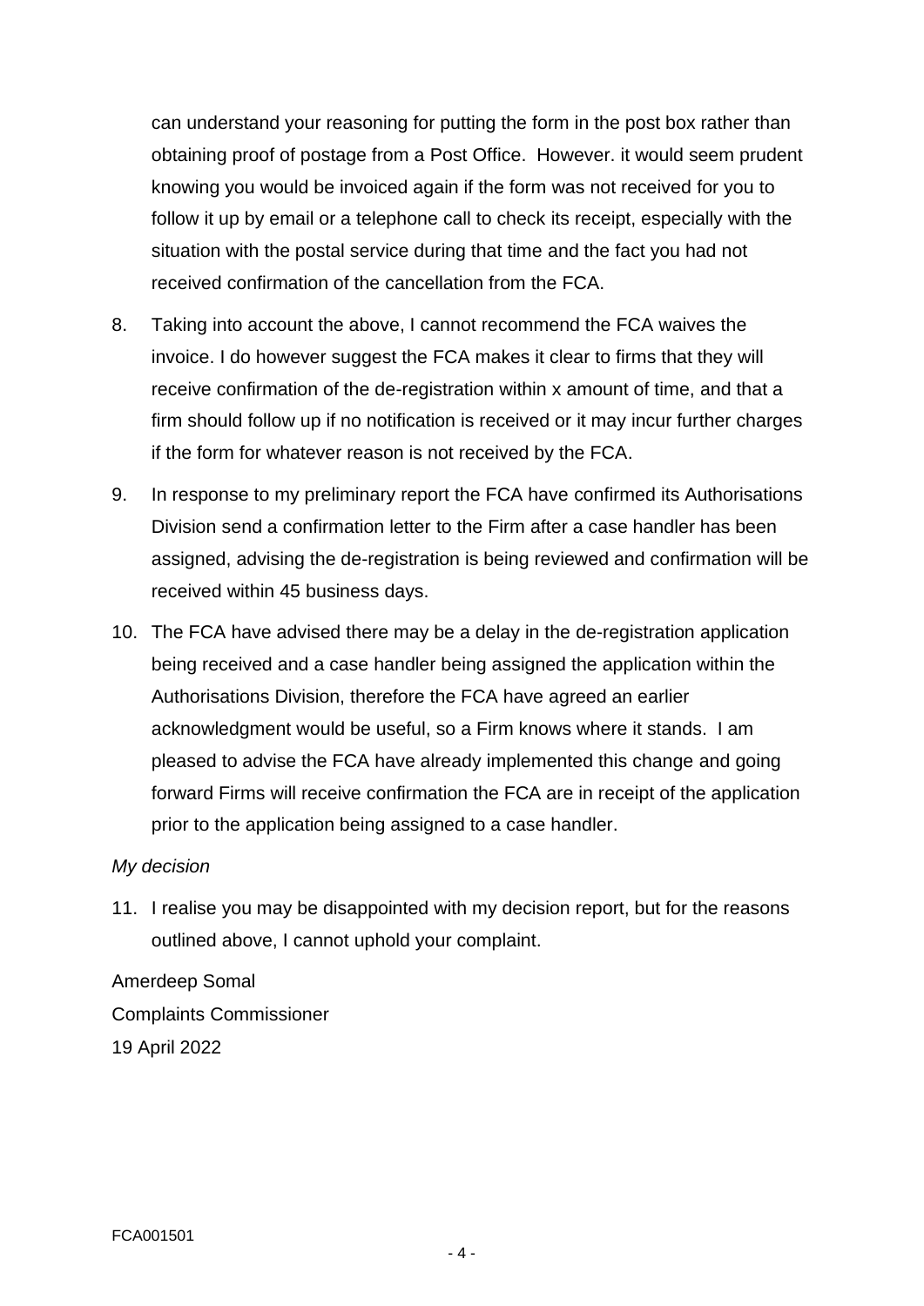can understand your reasoning for putting the form in the post box rather than obtaining proof of postage from a Post Office. However. it would seem prudent knowing you would be invoiced again if the form was not received for you to follow it up by email or a telephone call to check its receipt, especially with the situation with the postal service during that time and the fact you had not received confirmation of the cancellation from the FCA.

8. Taking into account the above, I cannot recommend the FCA waives the invoice. I do however suggest the FCA makes it clear to firms that they will receive confirmation of the de-registration within x amount of time, and that a firm should follow up if no notification is received or it may incur further charges if the form for whatever reason is not received by the FCA.

9. In response to my preliminary report the FCA have confirmed its Authorisations Division send a confirmation letter to the Firm after a case handler has been assigned, advising the de-registration is being reviewed and confirmation will be received within 45 business days.

10. The FCA have advised there may be a delay in the de-registration application being received and a case handler being assigned the application within the Authorisations Division, therefore the FCA have agreed an earlier acknowledgment would be useful, so a Firm knows where it stands. I am pleased to advise the FCA have already implemented this change and going forward Firms will receive confirmation the FCA are in receipt of the application prior to the application being assigned to a case handler.

*My decision*

11. I realise you may be disappointed with my decision report, but for the reasons outlined above, I cannot uphold your complaint.

Amerdeep Somal
Complaints Commissioner
19 April 2022

FCA001501